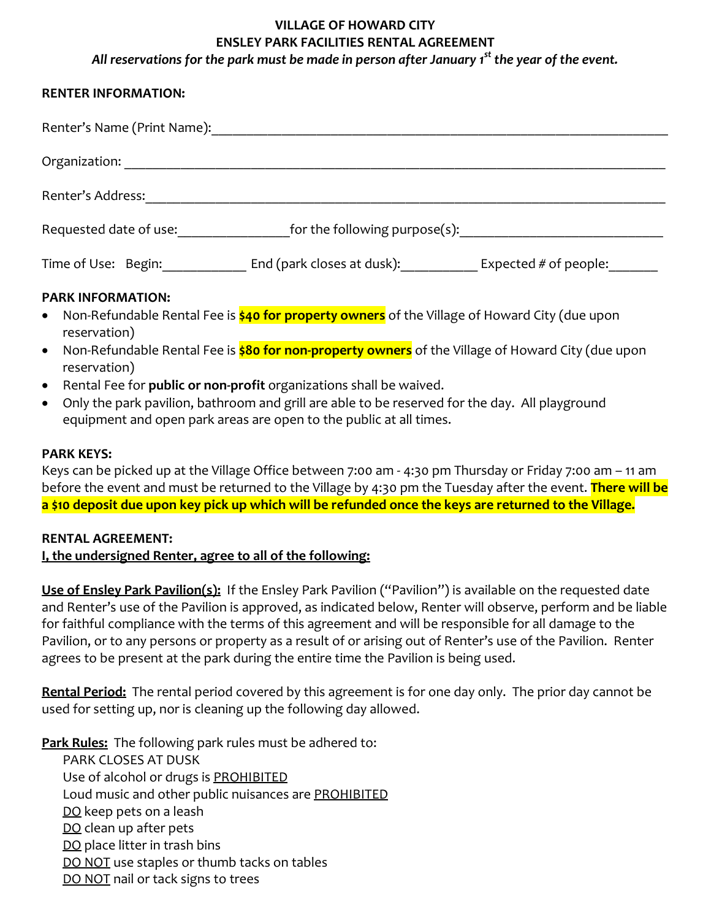**VILLAGE OF HOWARD CITY**

**ENSLEY PARK FACILITIES RENTAL AGREEMENT**

***All reservations for the park must be made in person after January 1st the year of the event.***

**RENTER INFORMATION:**

Renter's Name (Print Name):_______________________________________________

Organization: _______________________________________________

Renter's Address:_______________________________________________

Requested date of use:_______________for the following purpose(s):___________________________

Time of Use: Begin:___________ End (park closes at dusk):__________ Expected # of people:_______

**PARK INFORMATION:**

- Non-Refundable Rental Fee is **$40 for property owners** of the Village of Howard City (due upon reservation)
- Non-Refundable Rental Fee is **$80 for non-property owners** of the Village of Howard City (due upon reservation)
- Rental Fee for **public or non-profit** organizations shall be waived.
- Only the park pavilion, bathroom and grill are able to be reserved for the day. All playground equipment and open park areas are open to the public at all times.

**PARK KEYS:**

Keys can be picked up at the Village Office between 7:00 am - 4:30 pm Thursday or Friday 7:00 am – 11 am before the event and must be returned to the Village by 4:30 pm the Tuesday after the event. **There will be a $10 deposit due upon key pick up which will be refunded once the keys are returned to the Village.**

**RENTAL AGREEMENT:**

**I, the undersigned Renter, agree to all of the following:**

**Use of Ensley Park Pavilion(s):** If the Ensley Park Pavilion ("Pavilion") is available on the requested date and Renter's use of the Pavilion is approved, as indicated below, Renter will observe, perform and be liable for faithful compliance with the terms of this agreement and will be responsible for all damage to the Pavilion, or to any persons or property as a result of or arising out of Renter's use of the Pavilion. Renter agrees to be present at the park during the entire time the Pavilion is being used.

**Rental Period:** The rental period covered by this agreement is for one day only. The prior day cannot be used for setting up, nor is cleaning up the following day allowed.

**Park Rules:** The following park rules must be adhered to:

PARK CLOSES AT DUSK
Use of alcohol or drugs is PROHIBITED
Loud music and other public nuisances are PROHIBITED
DO keep pets on a leash
DO clean up after pets
DO place litter in trash bins
DO NOT use staples or thumb tacks on tables
DO NOT nail or tack signs to trees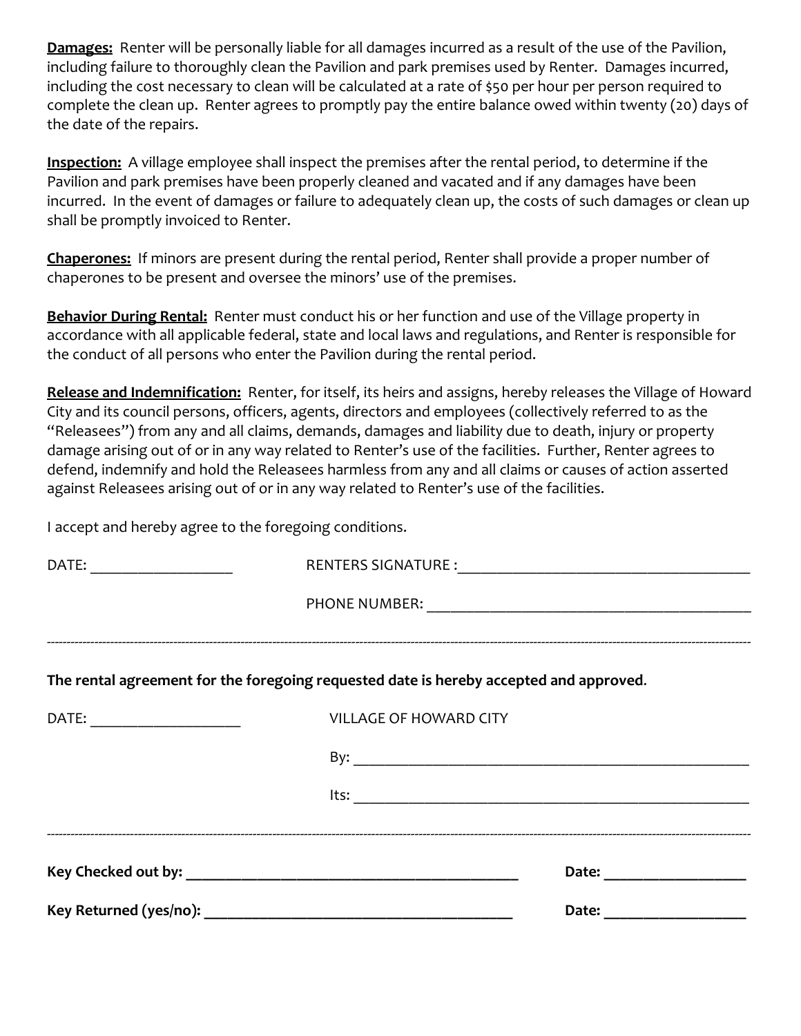**Damages:** Renter will be personally liable for all damages incurred as a result of the use of the Pavilion, including failure to thoroughly clean the Pavilion and park premises used by Renter. Damages incurred, including the cost necessary to clean will be calculated at a rate of $50 per hour per person required to complete the clean up. Renter agrees to promptly pay the entire balance owed within twenty (20) days of the date of the repairs.

**Inspection:** A village employee shall inspect the premises after the rental period, to determine if the Pavilion and park premises have been properly cleaned and vacated and if any damages have been incurred. In the event of damages or failure to adequately clean up, the costs of such damages or clean up shall be promptly invoiced to Renter.

**Chaperones:** If minors are present during the rental period, Renter shall provide a proper number of chaperones to be present and oversee the minors' use of the premises.

**Behavior During Rental:** Renter must conduct his or her function and use of the Village property in accordance with all applicable federal, state and local laws and regulations, and Renter is responsible for the conduct of all persons who enter the Pavilion during the rental period.

**Release and Indemnification:** Renter, for itself, its heirs and assigns, hereby releases the Village of Howard City and its council persons, officers, agents, directors and employees (collectively referred to as the "Releasees") from any and all claims, demands, damages and liability due to death, injury or property damage arising out of or in any way related to Renter's use of the facilities. Further, Renter agrees to defend, indemnify and hold the Releasees harmless from any and all claims or causes of action asserted against Releasees arising out of or in any way related to Renter's use of the facilities.

I accept and hereby agree to the foregoing conditions.

DATE: ___________________ RENTERS SIGNATURE :_______________________________________

PHONE NUMBER: ___________________________________________

---

**The rental agreement for the foregoing requested date is hereby accepted and approved**.

DATE: ____________________ VILLAGE OF HOWARD CITY

By: _____________________________________________________

Its: _____________________________________________________

---

**Key Checked out by: ____________________________________________ Date: __________________**

**Key Returned (yes/no): _________________________________________ Date: __________________**